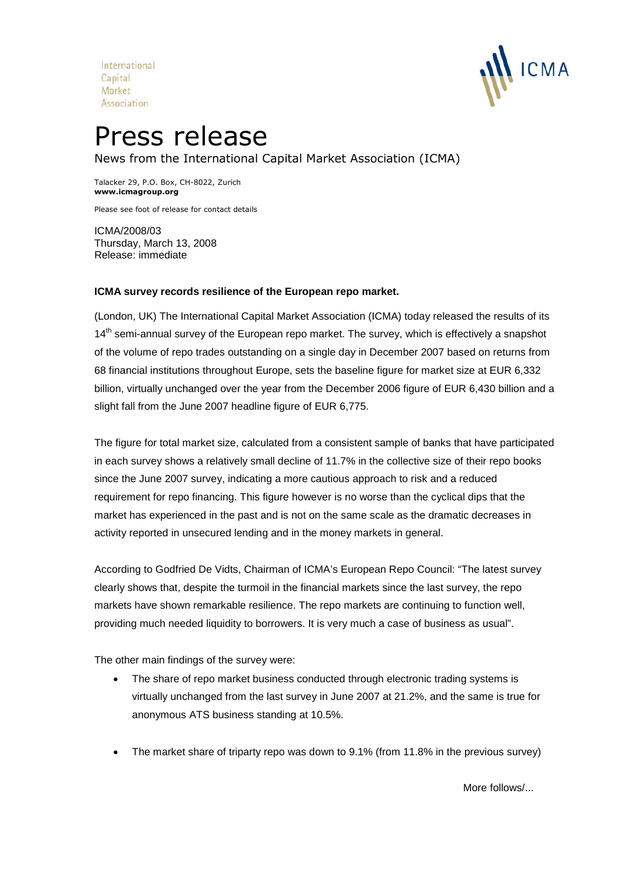International
Capital
Market
Association

ICMA

# Press release

News from the International Capital Market Association (ICMA)

Talacker 29, P.O. Box, CH-8022, Zurich
**www.icmagroup.org**

Please see foot of release for contact details

ICMA/2008/03
Thursday, March 13, 2008
Release: immediate

**ICMA survey records resilience of the European repo market.**

(London, UK) The International Capital Market Association (ICMA) today released the results of its 14th semi-annual survey of the European repo market. The survey, which is effectively a snapshot of the volume of repo trades outstanding on a single day in December 2007 based on returns from 68 financial institutions throughout Europe, sets the baseline figure for market size at EUR 6,332 billion, virtually unchanged over the year from the December 2006 figure of EUR 6,430 billion and a slight fall from the June 2007 headline figure of EUR 6,775.

The figure for total market size, calculated from a consistent sample of banks that have participated in each survey shows a relatively small decline of 11.7% in the collective size of their repo books since the June 2007 survey, indicating a more cautious approach to risk and a reduced requirement for repo financing. This figure however is no worse than the cyclical dips that the market has experienced in the past and is not on the same scale as the dramatic decreases in activity reported in unsecured lending and in the money markets in general.

According to Godfried De Vidts, Chairman of ICMA's European Repo Council: "The latest survey clearly shows that, despite the turmoil in the financial markets since the last survey, the repo markets have shown remarkable resilience. The repo markets are continuing to function well, providing much needed liquidity to borrowers. It is very much a case of business as usual".

The other main findings of the survey were:

- The share of repo market business conducted through electronic trading systems is virtually unchanged from the last survey in June 2007 at 21.2%, and the same is true for anonymous ATS business standing at 10.5%.
- The market share of triparty repo was down to 9.1% (from 11.8% in the previous survey)

More follows/...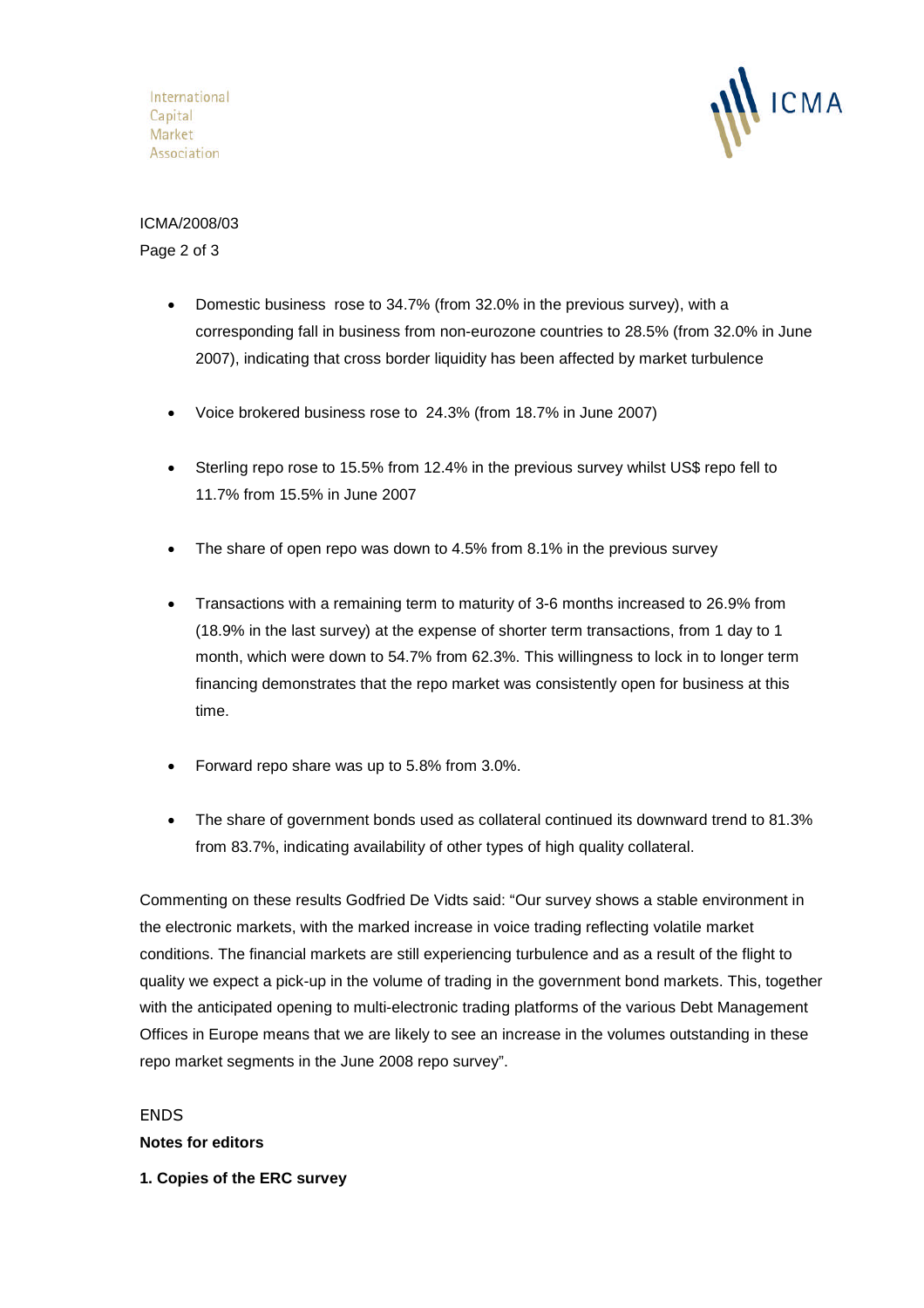ICMA/2008/03

- Domestic business rose to 34.7% (from 32.0% in the previous survey), with a corresponding fall in business from non-eurozone countries to 28.5% (from 32.0% in June 2007), indicating that cross border liquidity has been affected by market turbulence

- Voice brokered business rose to 24.3% (from 18.7% in June 2007)

- Sterling repo rose to 15.5% from 12.4% in the previous survey whilst US$ repo fell to 11.7% from 15.5% in June 2007

- The share of open repo was down to 4.5% from 8.1% in the previous survey

- Transactions with a remaining term to maturity of 3-6 months increased to 26.9% from (18.9% in the last survey) at the expense of shorter term transactions, from 1 day to 1 month, which were down to 54.7% from 62.3%. This willingness to lock in to longer term financing demonstrates that the repo market was consistently open for business at this time.

- Forward repo share was up to 5.8% from 3.0%.

- The share of government bonds used as collateral continued its downward trend to 81.3% from 83.7%, indicating availability of other types of high quality collateral.

Commenting on these results Godfried De Vidts said: "Our survey shows a stable environment in the electronic markets, with the marked increase in voice trading reflecting volatile market conditions. The financial markets are still experiencing turbulence and as a result of the flight to quality we expect a pick-up in the volume of trading in the government bond markets. This, together with the anticipated opening to multi-electronic trading platforms of the various Debt Management Offices in Europe means that we are likely to see an increase in the volumes outstanding in these repo market segments in the June 2008 repo survey".

ENDS

**Notes for editors**

**1. Copies of the ERC survey**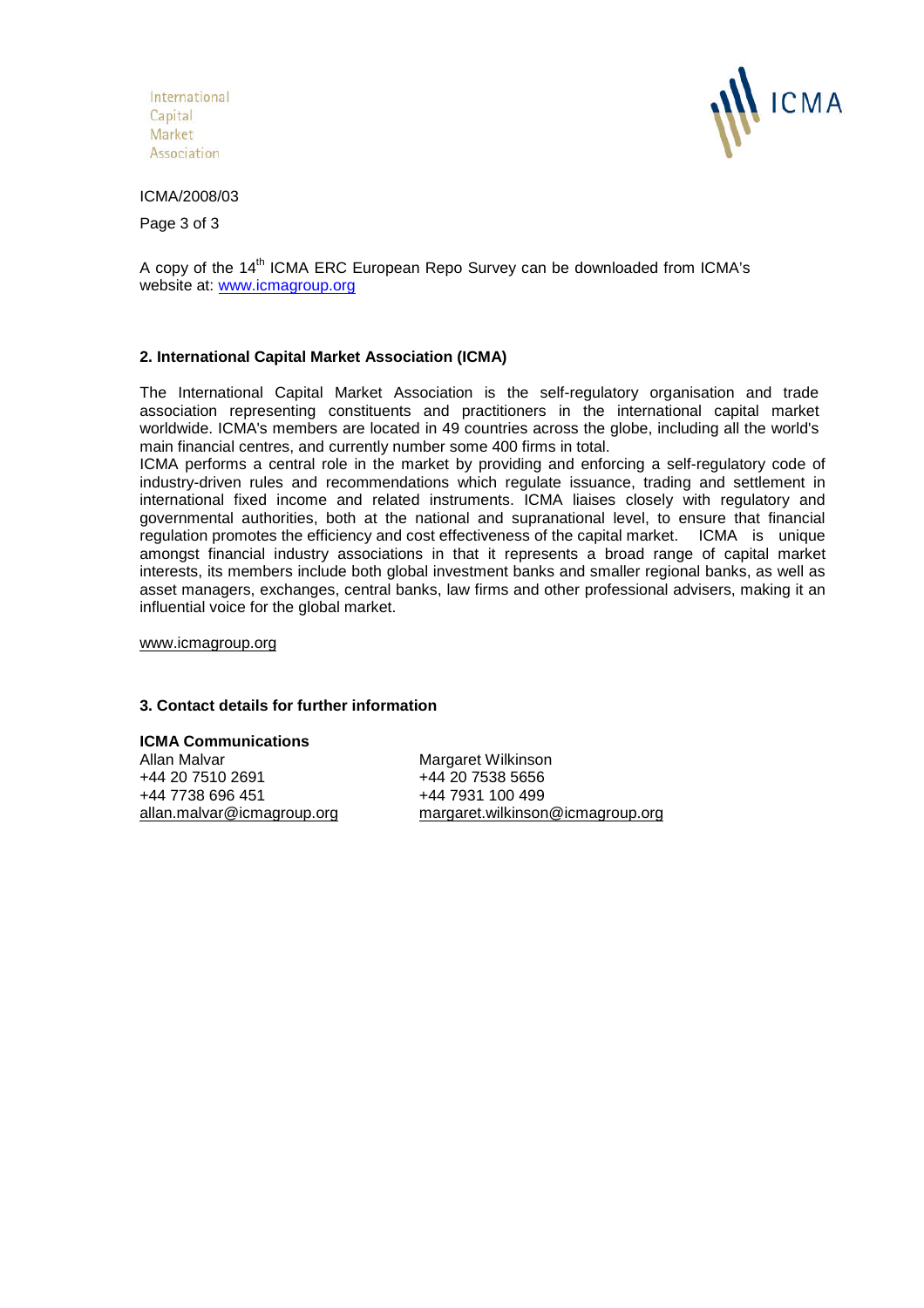ICMA/2008/03

A copy of the 14th ICMA ERC European Repo Survey can be downloaded from ICMA's website at: www.icmagroup.org

## 2. International Capital Market Association (ICMA)

The International Capital Market Association is the self-regulatory organisation and trade association representing constituents and practitioners in the international capital market worldwide. ICMA's members are located in 49 countries across the globe, including all the world's main financial centres, and currently number some 400 firms in total.
ICMA performs a central role in the market by providing and enforcing a self-regulatory code of industry-driven rules and recommendations which regulate issuance, trading and settlement in international fixed income and related instruments. ICMA liaises closely with regulatory and governmental authorities, both at the national and supranational level, to ensure that financial regulation promotes the efficiency and cost effectiveness of the capital market. ICMA is unique amongst financial industry associations in that it represents a broad range of capital market interests, its members include both global investment banks and smaller regional banks, as well as asset managers, exchanges, central banks, law firms and other professional advisers, making it an influential voice for the global market.

www.icmagroup.org

## 3. Contact details for further information

**ICMA Communications**

Allan Malvar
+44 20 7510 2691
+44 7738 696 451
allan.malvar@icmagroup.org

Margaret Wilkinson
+44 20 7538 5656
+44 7931 100 499
margaret.wilkinson@icmagroup.org